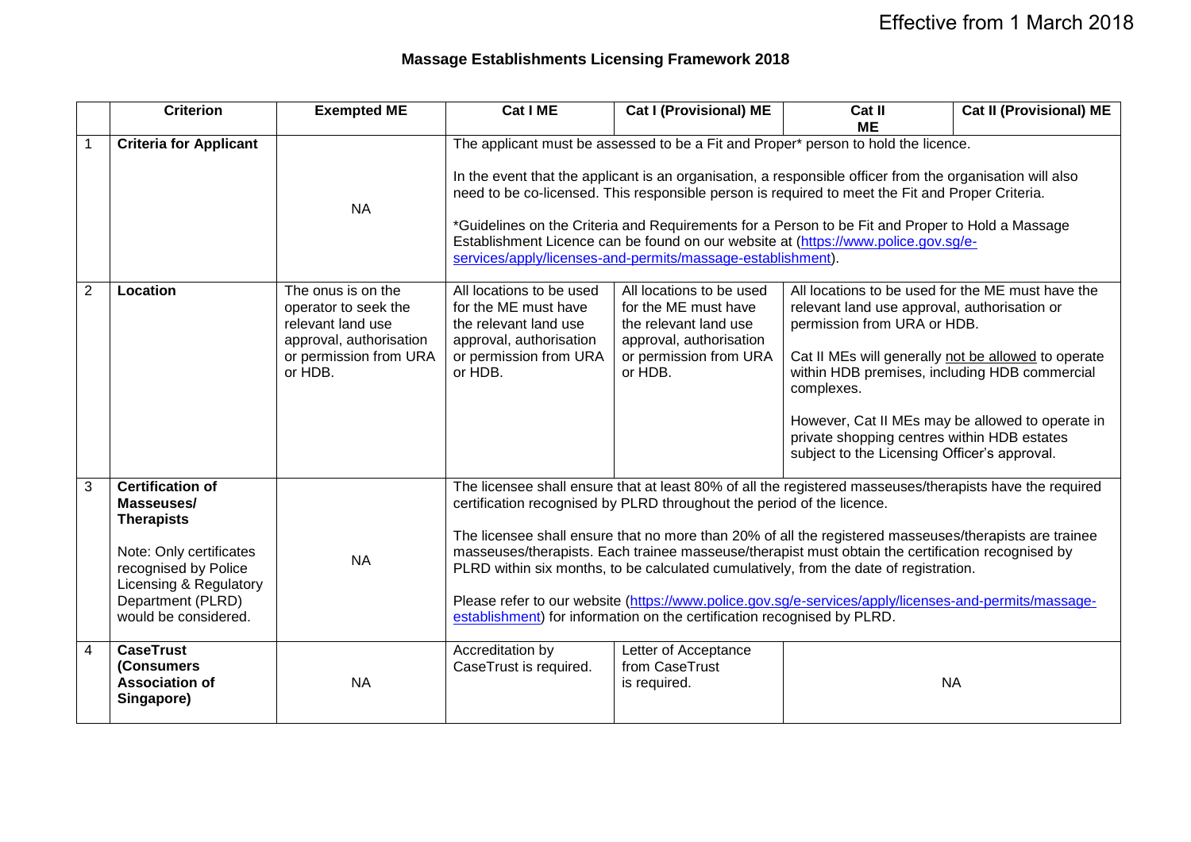Effective from 1 March 2018

# Massage Establishments Licensing Framework 2018

| | Criterion | Exempted ME | Cat I ME | Cat I (Provisional) ME | Cat II ME | Cat II (Provisional) ME |
|---|---|---|---|---|---|---|
| 1 | **Criteria for Applicant** | NA | The applicant must be assessed to be a Fit and Proper* person to hold the licence.<br><br>In the event that the applicant is an organisation, a responsible officer from the organisation will also need to be co-licensed. This responsible person is required to meet the Fit and Proper Criteria.<br><br>*Guidelines on the Criteria and Requirements for a Person to be Fit and Proper to Hold a Massage Establishment Licence can be found on our website at (https://www.police.gov.sg/e-services/apply/licenses-and-permits/massage-establishment). | | | |
| 2 | **Location** | The onus is on the operator to seek the relevant land use approval, authorisation or permission from URA or HDB. | All locations to be used for the ME must have the relevant land use approval, authorisation or permission from URA or HDB. | All locations to be used for the ME must have the relevant land use approval, authorisation or permission from URA or HDB. | All locations to be used for the ME must have the relevant land use approval, authorisation or permission from URA or HDB.<br><br>Cat II MEs will generally not be allowed to operate within HDB premises, including HDB commercial complexes.<br><br>However, Cat II MEs may be allowed to operate in private shopping centres within HDB estates subject to the Licensing Officer's approval. | |
| 3 | **Certification of Masseuses/ Therapists**<br><br>Note: Only certificates recognised by Police Licensing & Regulatory Department (PLRD) would be considered. | NA | The licensee shall ensure that at least 80% of all the registered masseuses/therapists have the required certification recognised by PLRD throughout the period of the licence.<br><br>The licensee shall ensure that no more than 20% of all the registered masseuses/therapists are trainee masseuses/therapists. Each trainee masseuse/therapist must obtain the certification recognised by PLRD within six months, to be calculated cumulatively, from the date of registration.<br><br>Please refer to our website (https://www.police.gov.sg/e-services/apply/licenses-and-permits/massage-establishment) for information on the certification recognised by PLRD. | | | |
| 4 | **CaseTrust (Consumers Association of Singapore)** | NA | Accreditation by CaseTrust is required. | Letter of Acceptance from CaseTrust is required. | NA | |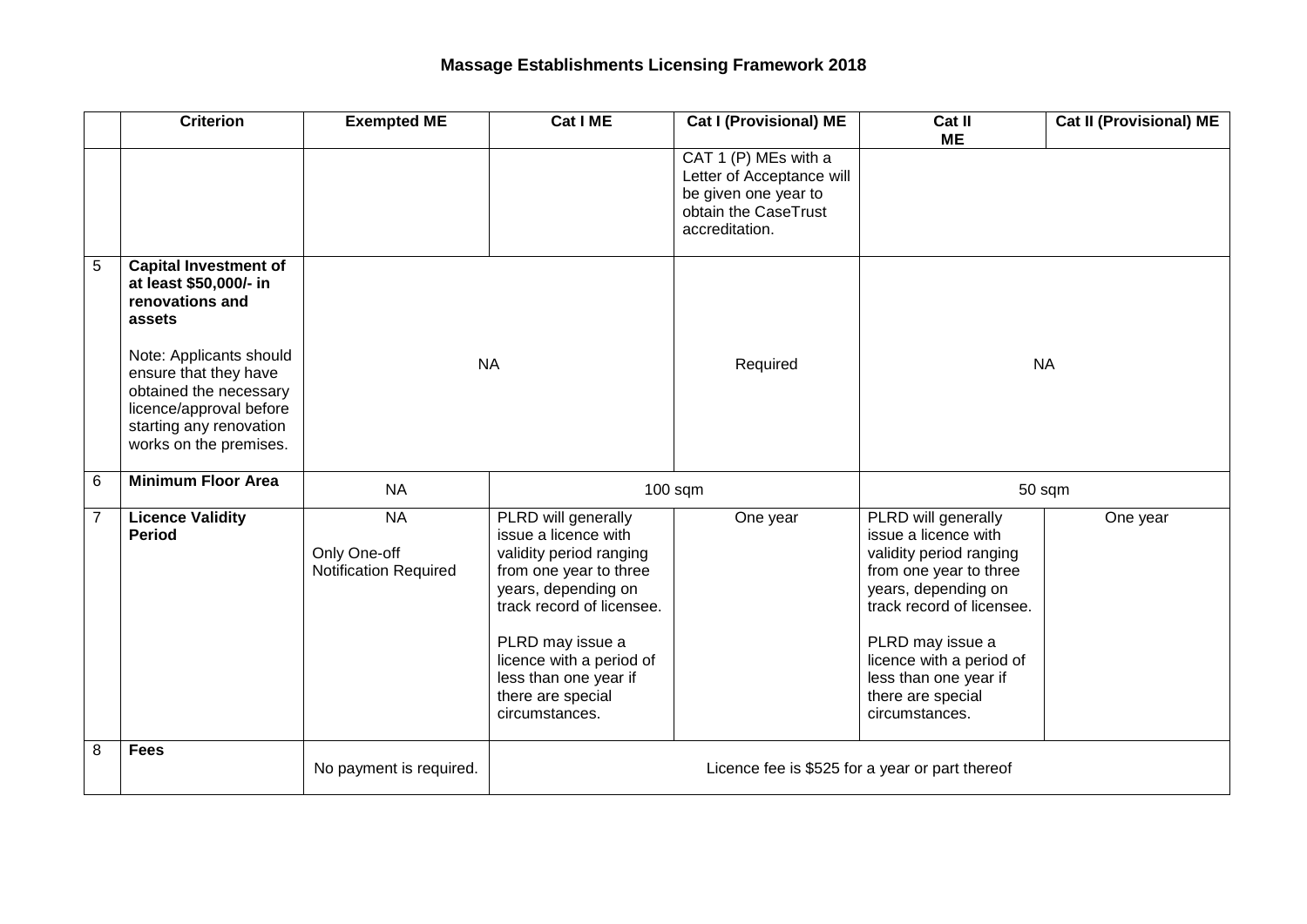# Massage Establishments Licensing Framework 2018

| | Criterion | Exempted ME | Cat I ME | Cat I (Provisional) ME | Cat II ME | Cat II (Provisional) ME |
|---|---|---|---|---|---|---|
| | | | | CAT 1 (P) MEs with a Letter of Acceptance will be given one year to obtain the CaseTrust accreditation. | | |
| 5 | **Capital Investment of at least $50,000/- in renovations and assets**<br><br>Note: Applicants should ensure that they have obtained the necessary licence/approval before starting any renovation works on the premises. | NA | | Required | NA | |
| 6 | **Minimum Floor Area** | NA | 100 sqm | | 50 sqm | |
| 7 | **Licence Validity Period** | NA<br><br>Only One-off Notification Required | PLRD will generally issue a licence with validity period ranging from one year to three years, depending on track record of licensee.<br><br>PLRD may issue a licence with a period of less than one year if there are special circumstances. | One year | PLRD will generally issue a licence with validity period ranging from one year to three years, depending on track record of licensee.<br><br>PLRD may issue a licence with a period of less than one year if there are special circumstances. | One year |
| 8 | **Fees** | No payment is required. | Licence fee is $525 for a year or part thereof | | | |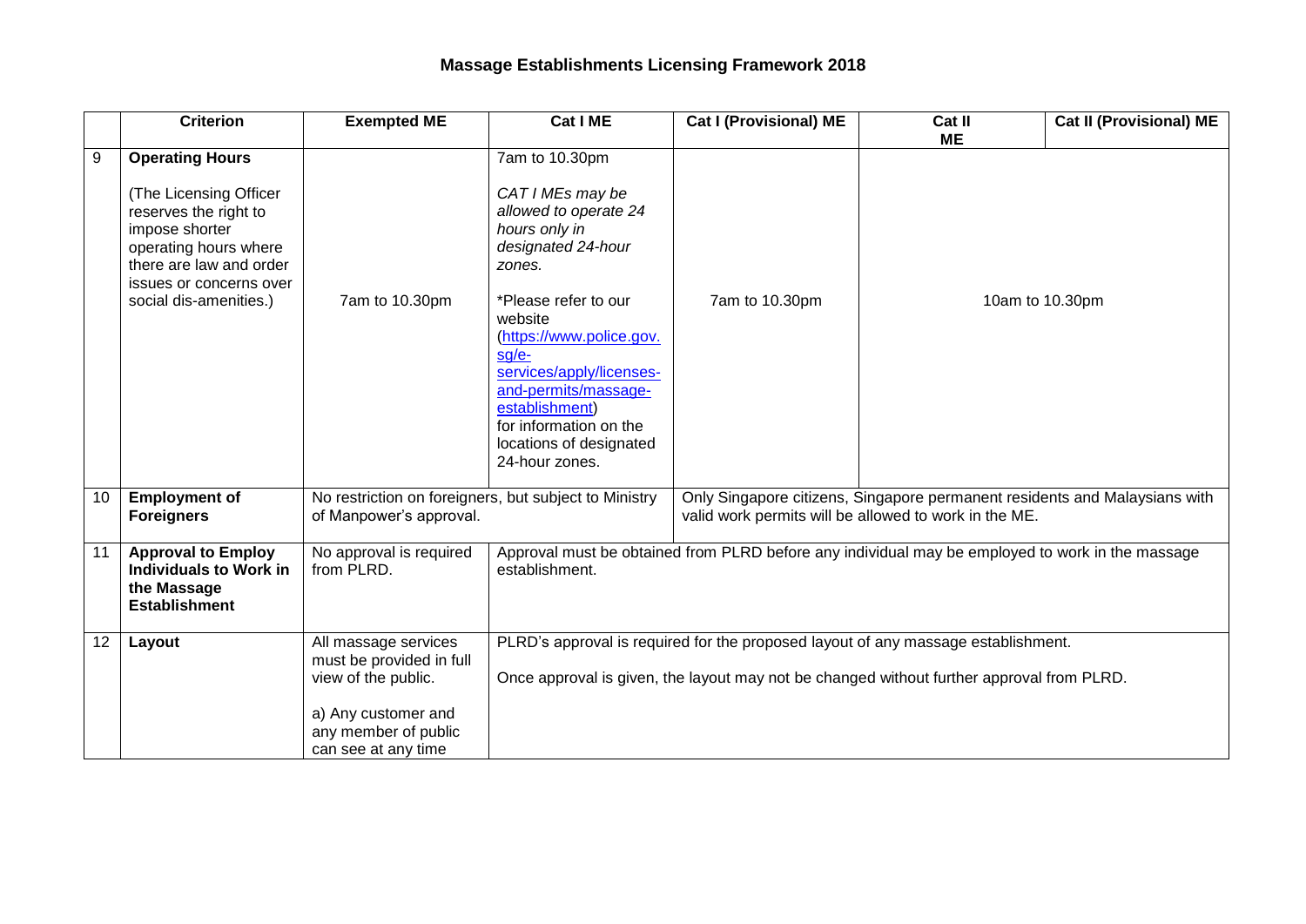## Massage Establishments Licensing Framework 2018

| | Criterion | Exempted ME | Cat I ME | Cat I (Provisional) ME | Cat II ME | Cat II (Provisional) ME |
|---|---|---|---|---|---|---|
| 9 | **Operating Hours**<br><br>(The Licensing Officer reserves the right to impose shorter operating hours where there are law and order issues or concerns over social dis-amenities.) | 7am to 10.30pm | 7am to 10.30pm<br><br>*CAT I MEs may be allowed to operate 24 hours only in designated 24-hour zones.*<br><br>*Please refer to our website (https://www.police.gov.sg/e-services/apply/licenses-and-permits/massage-establishment) for information on the locations of designated 24-hour zones. | 7am to 10.30pm | 10am to 10.30pm | |
| 10 | **Employment of Foreigners** | No restriction on foreigners, but subject to Ministry of Manpower's approval. | | Only Singapore citizens, Singapore permanent residents and Malaysians with valid work permits will be allowed to work in the ME. | | |
| 11 | **Approval to Employ Individuals to Work in the Massage Establishment** | No approval is required from PLRD. | Approval must be obtained from PLRD before any individual may be employed to work in the massage establishment. | | | |
| 12 | **Layout** | All massage services must be provided in full view of the public.<br><br>a) Any customer and any member of public can see at any time | PLRD's approval is required for the proposed layout of any massage establishment.<br><br>Once approval is given, the layout may not be changed without further approval from PLRD. | | | |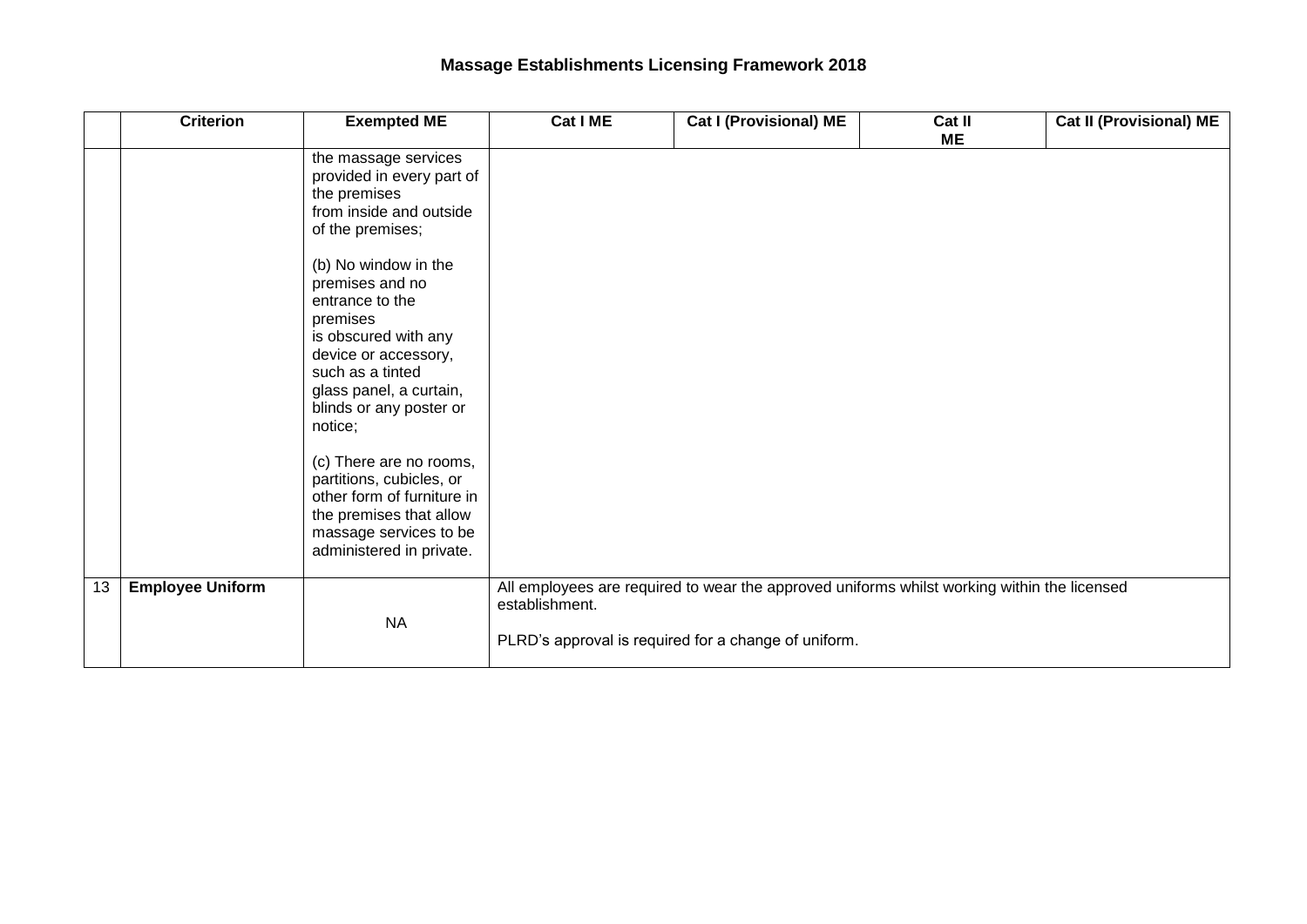# Massage Establishments Licensing Framework 2018

| | Criterion | Exempted ME | Cat I ME | Cat I (Provisional) ME | Cat II ME | Cat II (Provisional) ME |
|---|---|---|---|---|---|---|
| | | the massage services provided in every part of the premises from inside and outside of the premises;<br><br>(b) No window in the premises and no entrance to the premises is obscured with any device or accessory, such as a tinted glass panel, a curtain, blinds or any poster or notice;<br><br>(c) There are no rooms, partitions, cubicles, or other form of furniture in the premises that allow massage services to be administered in private. | | | | |
| 13 | **Employee Uniform** | NA | All employees are required to wear the approved uniforms whilst working within the licensed establishment.<br><br>PLRD's approval is required for a change of uniform. | | | |